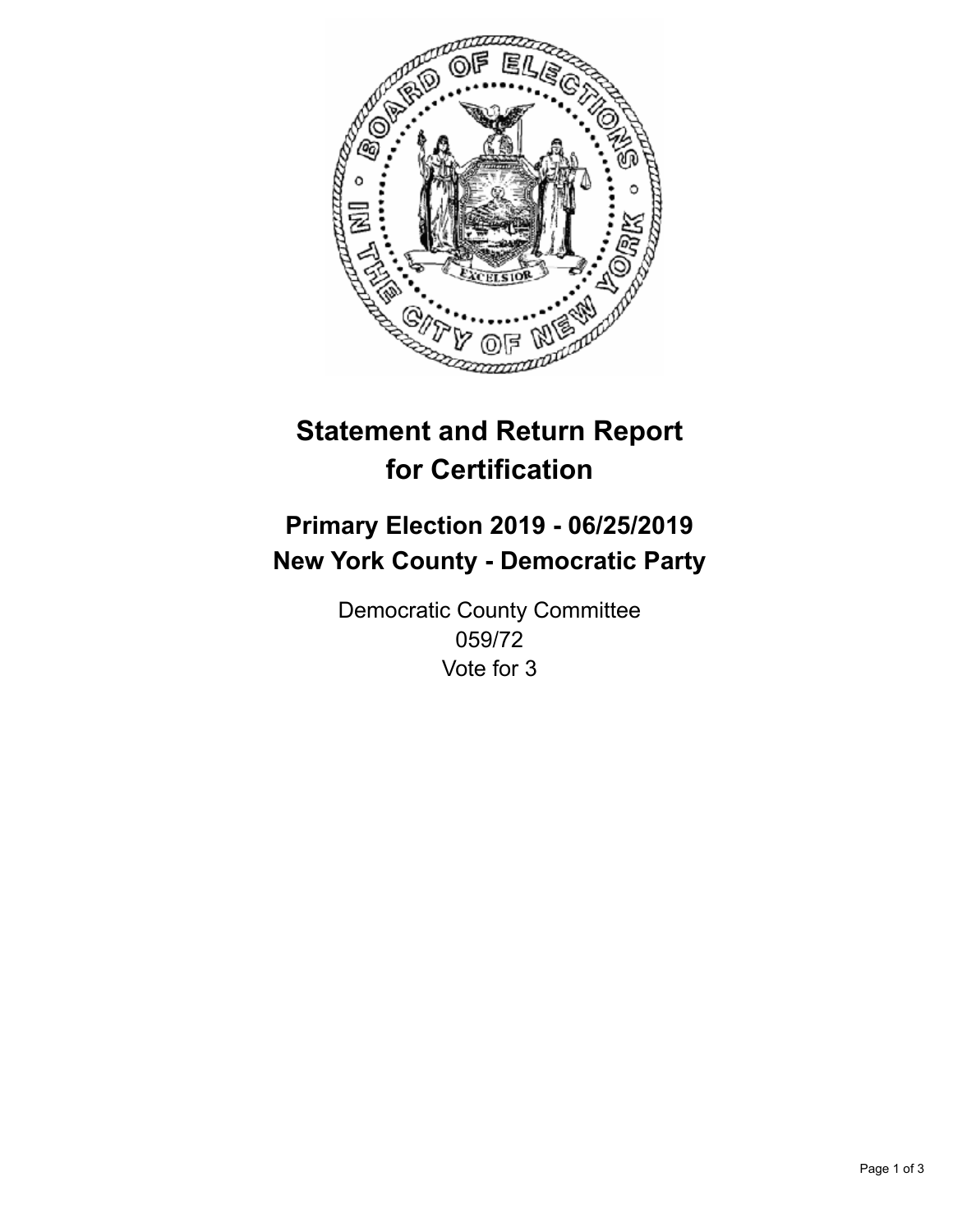# Statement and Return Report for Certification

## Primary Election 2019 - 06/25/2019
## New York County - Democratic Party

Democratic County Committee
059/72
Vote for 3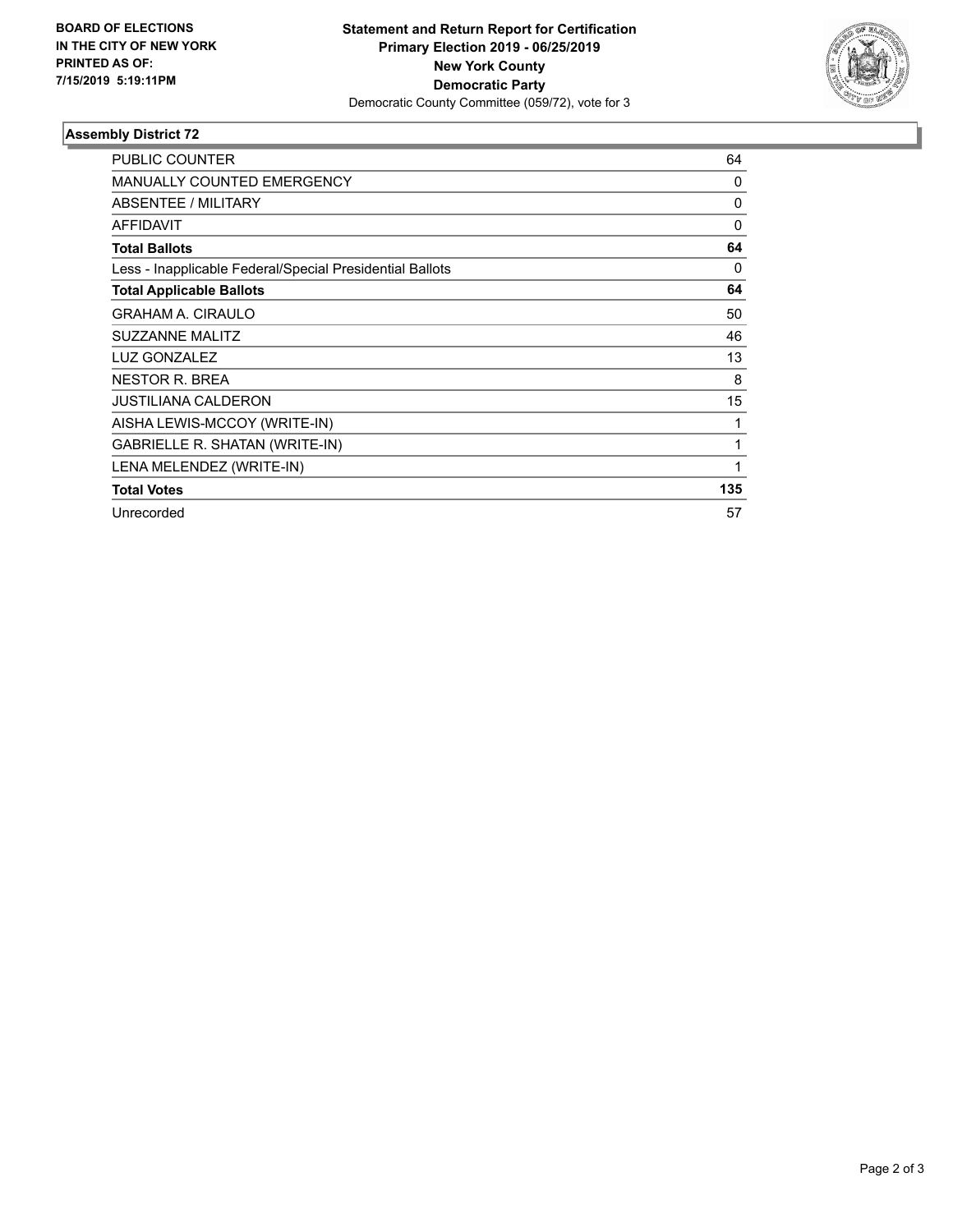**BOARD OF ELECTIONS IN THE CITY OF NEW YORK PRINTED AS OF: 7/15/2019 5:19:11PM**

**Statement and Return Report for Certification**
**Primary Election 2019 - 06/25/2019**
**New York County**
**Democratic Party**
Democratic County Committee (059/72), vote for 3

### Assembly District 72

| | |
|---|---|
| PUBLIC COUNTER | 64 |
| MANUALLY COUNTED EMERGENCY | 0 |
| ABSENTEE / MILITARY | 0 |
| AFFIDAVIT | 0 |
| **Total Ballots** | **64** |
| Less - Inapplicable Federal/Special Presidential Ballots | 0 |
| **Total Applicable Ballots** | **64** |
| GRAHAM A. CIRAULO | 50 |
| SUZZANNE MALITZ | 46 |
| LUZ GONZALEZ | 13 |
| NESTOR R. BREA | 8 |
| JUSTILIANA CALDERON | 15 |
| AISHA LEWIS-MCCOY (WRITE-IN) | 1 |
| GABRIELLE R. SHATAN (WRITE-IN) | 1 |
| LENA MELENDEZ (WRITE-IN) | 1 |
| **Total Votes** | **135** |
| Unrecorded | 57 |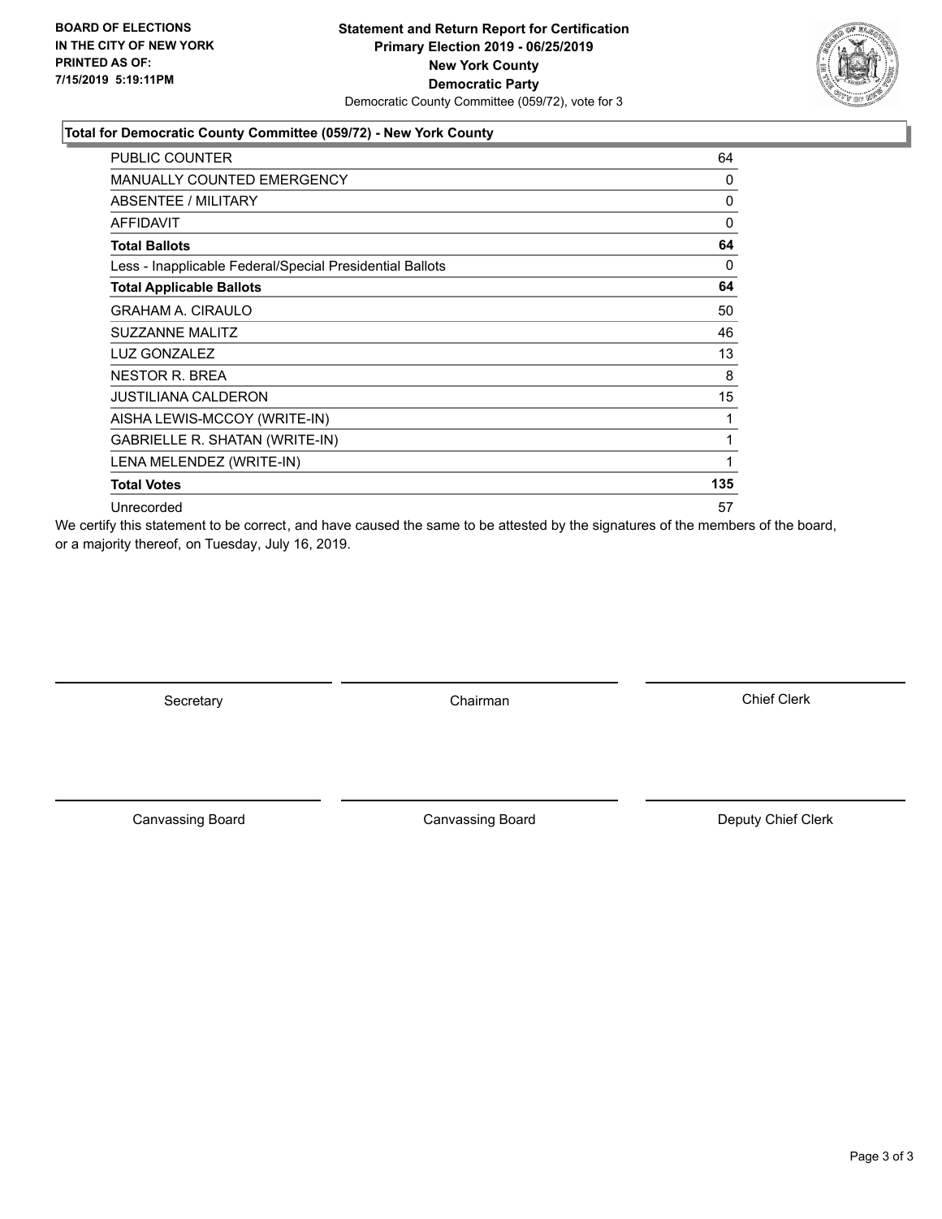**BOARD OF ELECTIONS IN THE CITY OF NEW YORK PRINTED AS OF: 7/15/2019 5:19:11PM**

**Statement and Return Report for Certification**
**Primary Election 2019 - 06/25/2019**
**New York County**
**Democratic Party**
Democratic County Committee (059/72), vote for 3

## Total for Democratic County Committee (059/72) - New York County

| | |
|---|---|
| PUBLIC COUNTER | 64 |
| MANUALLY COUNTED EMERGENCY | 0 |
| ABSENTEE / MILITARY | 0 |
| AFFIDAVIT | 0 |
| **Total Ballots** | **64** |
| Less - Inapplicable Federal/Special Presidential Ballots | 0 |
| **Total Applicable Ballots** | **64** |
| GRAHAM A. CIRAULO | 50 |
| SUZZANNE MALITZ | 46 |
| LUZ GONZALEZ | 13 |
| NESTOR R. BREA | 8 |
| JUSTILIANA CALDERON | 15 |
| AISHA LEWIS-MCCOY (WRITE-IN) | 1 |
| GABRIELLE R. SHATAN (WRITE-IN) | 1 |
| LENA MELENDEZ (WRITE-IN) | 1 |
| **Total Votes** | **135** |
| Unrecorded | 57 |

We certify this statement to be correct, and have caused the same to be attested by the signatures of the members of the board, or a majority thereof, on Tuesday, July 16, 2019.

Secretary

Chairman

Chief Clerk

Canvassing Board

Canvassing Board

Deputy Chief Clerk